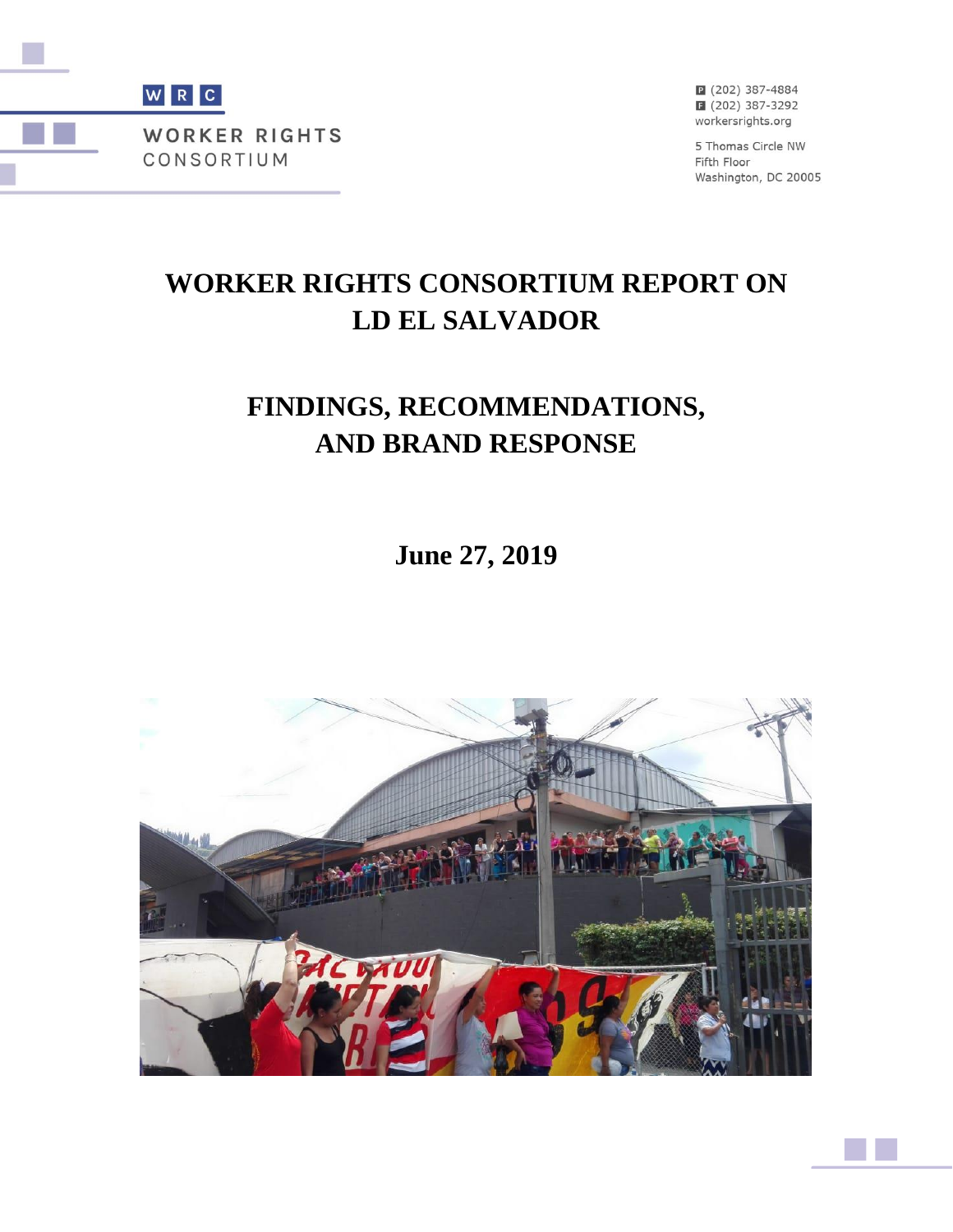WRC

WORKER RIGHTS CONSORTIUM

P (202) 387-4884
F (202) 387-3292
workersrights.org

5 Thomas Circle NW
Fifth Floor
Washington, DC 20005

# WORKER RIGHTS CONSORTIUM REPORT ON LD EL SALVADOR

# FINDINGS, RECOMMENDATIONS, AND BRAND RESPONSE

## June 27, 2019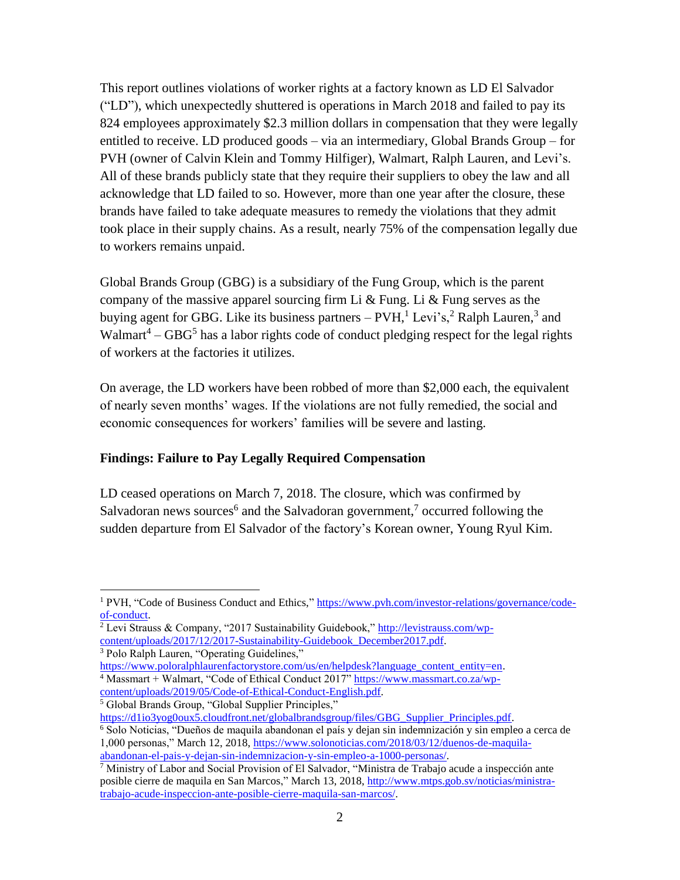This report outlines violations of worker rights at a factory known as LD El Salvador ("LD"), which unexpectedly shuttered is operations in March 2018 and failed to pay its 824 employees approximately $2.3 million dollars in compensation that they were legally entitled to receive. LD produced goods – via an intermediary, Global Brands Group – for PVH (owner of Calvin Klein and Tommy Hilfiger), Walmart, Ralph Lauren, and Levi's. All of these brands publicly state that they require their suppliers to obey the law and all acknowledge that LD failed to so. However, more than one year after the closure, these brands have failed to take adequate measures to remedy the violations that they admit took place in their supply chains. As a result, nearly 75% of the compensation legally due to workers remains unpaid.

Global Brands Group (GBG) is a subsidiary of the Fung Group, which is the parent company of the massive apparel sourcing firm Li & Fung. Li & Fung serves as the buying agent for GBG. Like its business partners – PVH,[1] Levi's,[2] Ralph Lauren,[3] and Walmart[4] – GBG[5] has a labor rights code of conduct pledging respect for the legal rights of workers at the factories it utilizes.

On average, the LD workers have been robbed of more than $2,000 each, the equivalent of nearly seven months' wages. If the violations are not fully remedied, the social and economic consequences for workers' families will be severe and lasting.

**Findings: Failure to Pay Legally Required Compensation**

LD ceased operations on March 7, 2018. The closure, which was confirmed by Salvadoran news sources[6] and the Salvadoran government,[7] occurred following the sudden departure from El Salvador of the factory's Korean owner, Young Ryul Kim.

---

[1] PVH, "Code of Business Conduct and Ethics," https://www.pvh.com/investor-relations/governance/code-of-conduct.

[2] Levi Strauss & Company, "2017 Sustainability Guidebook," http://levistrauss.com/wp-content/uploads/2017/12/2017-Sustainability-Guidebook_December2017.pdf.

[3] Polo Ralph Lauren, "Operating Guidelines," https://www.poloralphlaurenfactorystore.com/us/en/helpdesk?language_content_entity=en.

[4] Massmart + Walmart, "Code of Ethical Conduct 2017" https://www.massmart.co.za/wp-content/uploads/2019/05/Code-of-Ethical-Conduct-English.pdf.

[5] Global Brands Group, "Global Supplier Principles," https://d1io3yog0oux5.cloudfront.net/globalbrandsgroup/files/GBG_Supplier_Principles.pdf.

[6] Solo Noticias, "Dueños de maquila abandonan el país y dejan sin indemnización y sin empleo a cerca de 1,000 personas," March 12, 2018, https://www.solonoticias.com/2018/03/12/duenos-de-maquila-abandonan-el-pais-y-dejan-sin-indemnizacion-y-sin-empleo-a-1000-personas/.

[7] Ministry of Labor and Social Provision of El Salvador, "Ministra de Trabajo acude a inspección ante posible cierre de maquila en San Marcos," March 13, 2018, http://www.mtps.gob.sv/noticias/ministra-trabajo-acude-inspeccion-ante-posible-cierre-maquila-san-marcos/.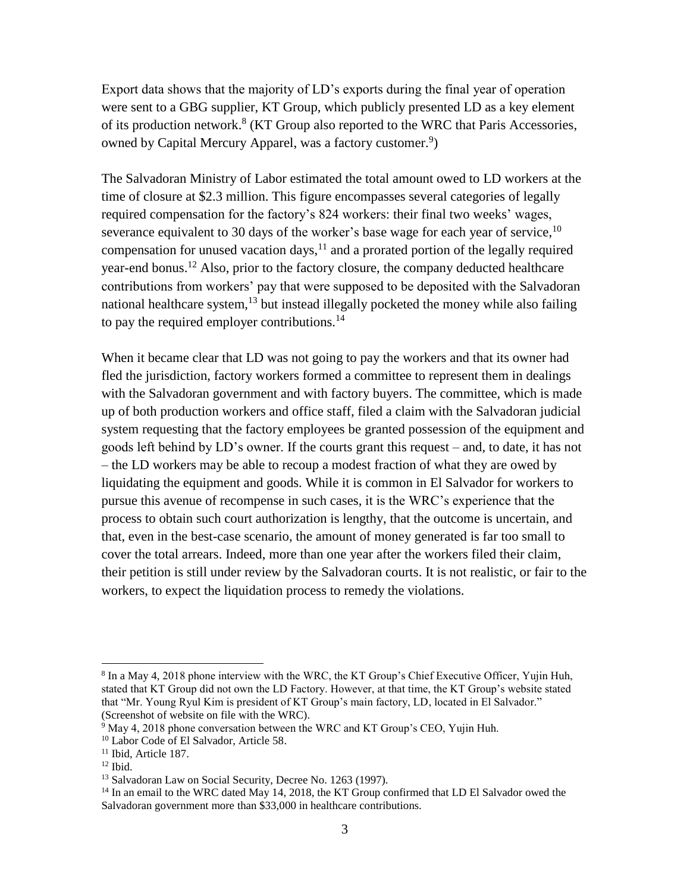Export data shows that the majority of LD's exports during the final year of operation were sent to a GBG supplier, KT Group, which publicly presented LD as a key element of its production network.[8] (KT Group also reported to the WRC that Paris Accessories, owned by Capital Mercury Apparel, was a factory customer.[9])

The Salvadoran Ministry of Labor estimated the total amount owed to LD workers at the time of closure at $2.3 million. This figure encompasses several categories of legally required compensation for the factory's 824 workers: their final two weeks' wages, severance equivalent to 30 days of the worker's base wage for each year of service,[10] compensation for unused vacation days,[11] and a prorated portion of the legally required year-end bonus.[12] Also, prior to the factory closure, the company deducted healthcare contributions from workers' pay that were supposed to be deposited with the Salvadoran national healthcare system,[13] but instead illegally pocketed the money while also failing to pay the required employer contributions.[14]

When it became clear that LD was not going to pay the workers and that its owner had fled the jurisdiction, factory workers formed a committee to represent them in dealings with the Salvadoran government and with factory buyers. The committee, which is made up of both production workers and office staff, filed a claim with the Salvadoran judicial system requesting that the factory employees be granted possession of the equipment and goods left behind by LD's owner. If the courts grant this request – and, to date, it has not – the LD workers may be able to recoup a modest fraction of what they are owed by liquidating the equipment and goods. While it is common in El Salvador for workers to pursue this avenue of recompense in such cases, it is the WRC's experience that the process to obtain such court authorization is lengthy, that the outcome is uncertain, and that, even in the best-case scenario, the amount of money generated is far too small to cover the total arrears. Indeed, more than one year after the workers filed their claim, their petition is still under review by the Salvadoran courts. It is not realistic, or fair to the workers, to expect the liquidation process to remedy the violations.

---

[8] In a May 4, 2018 phone interview with the WRC, the KT Group's Chief Executive Officer, Yujin Huh, stated that KT Group did not own the LD Factory. However, at that time, the KT Group's website stated that "Mr. Young Ryul Kim is president of KT Group's main factory, LD, located in El Salvador." (Screenshot of website on file with the WRC).

[9] May 4, 2018 phone conversation between the WRC and KT Group's CEO, Yujin Huh.

[10] Labor Code of El Salvador, Article 58.

[11] Ibid, Article 187.

[12] Ibid.

[13] Salvadoran Law on Social Security, Decree No. 1263 (1997).

[14] In an email to the WRC dated May 14, 2018, the KT Group confirmed that LD El Salvador owed the Salvadoran government more than $33,000 in healthcare contributions.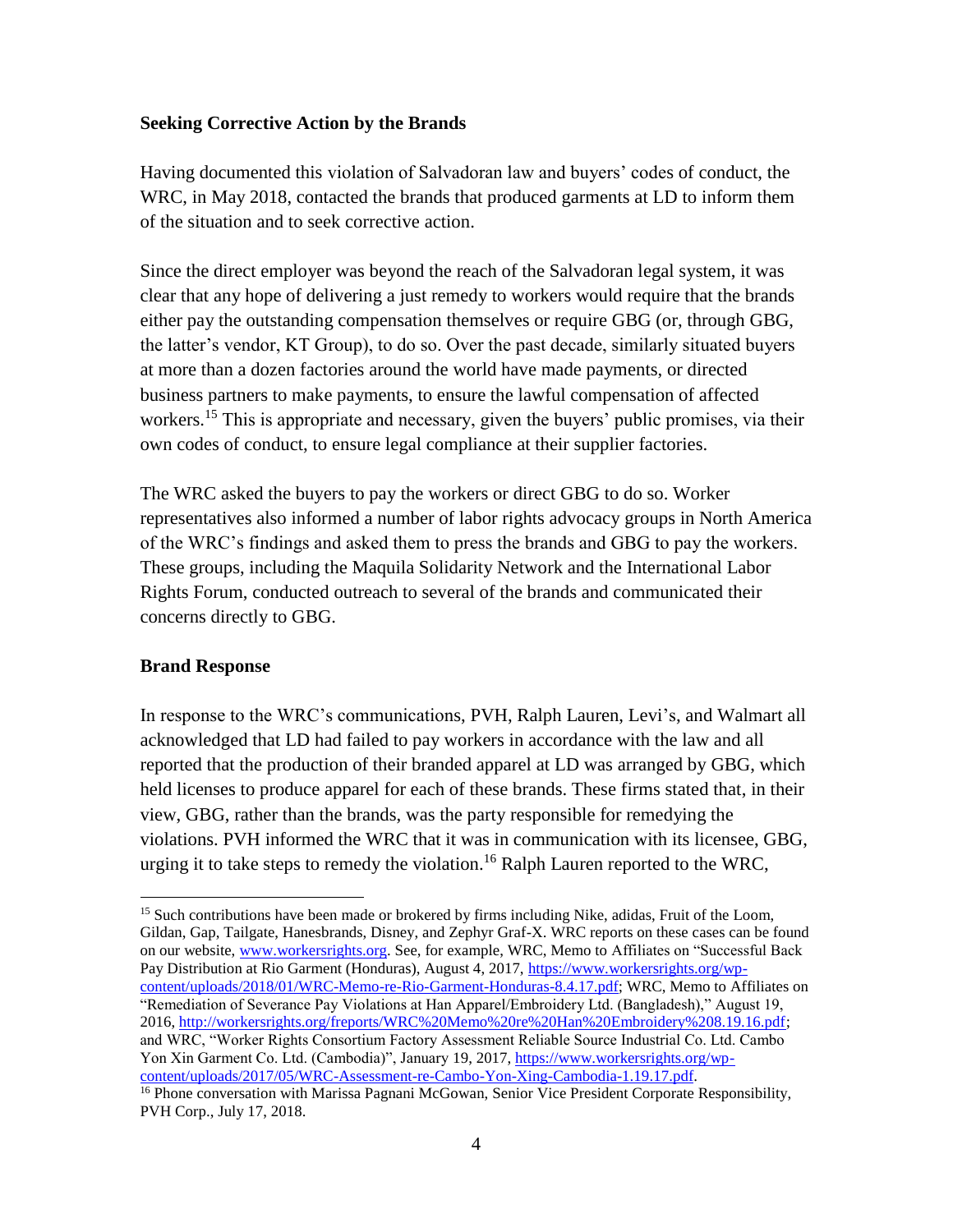**Seeking Corrective Action by the Brands**

Having documented this violation of Salvadoran law and buyers' codes of conduct, the WRC, in May 2018, contacted the brands that produced garments at LD to inform them of the situation and to seek corrective action.

Since the direct employer was beyond the reach of the Salvadoran legal system, it was clear that any hope of delivering a just remedy to workers would require that the brands either pay the outstanding compensation themselves or require GBG (or, through GBG, the latter's vendor, KT Group), to do so. Over the past decade, similarly situated buyers at more than a dozen factories around the world have made payments, or directed business partners to make payments, to ensure the lawful compensation of affected workers.[15] This is appropriate and necessary, given the buyers' public promises, via their own codes of conduct, to ensure legal compliance at their supplier factories.

The WRC asked the buyers to pay the workers or direct GBG to do so. Worker representatives also informed a number of labor rights advocacy groups in North America of the WRC's findings and asked them to press the brands and GBG to pay the workers. These groups, including the Maquila Solidarity Network and the International Labor Rights Forum, conducted outreach to several of the brands and communicated their concerns directly to GBG.

**Brand Response**

In response to the WRC's communications, PVH, Ralph Lauren, Levi's, and Walmart all acknowledged that LD had failed to pay workers in accordance with the law and all reported that the production of their branded apparel at LD was arranged by GBG, which held licenses to produce apparel for each of these brands. These firms stated that, in their view, GBG, rather than the brands, was the party responsible for remedying the violations. PVH informed the WRC that it was in communication with its licensee, GBG, urging it to take steps to remedy the violation.[16] Ralph Lauren reported to the WRC,

---

[15] Such contributions have been made or brokered by firms including Nike, adidas, Fruit of the Loom, Gildan, Gap, Tailgate, Hanesbrands, Disney, and Zephyr Graf-X. WRC reports on these cases can be found on our website, www.workersrights.org. See, for example, WRC, Memo to Affiliates on "Successful Back Pay Distribution at Rio Garment (Honduras), August 4, 2017, https://www.workersrights.org/wp-content/uploads/2018/01/WRC-Memo-re-Rio-Garment-Honduras-8.4.17.pdf; WRC, Memo to Affiliates on "Remediation of Severance Pay Violations at Han Apparel/Embroidery Ltd. (Bangladesh)," August 19, 2016, http://workersrights.org/freports/WRC%20Memo%20re%20Han%20Embroidery%208.19.16.pdf; and WRC, "Worker Rights Consortium Factory Assessment Reliable Source Industrial Co. Ltd. Cambo Yon Xin Garment Co. Ltd. (Cambodia)", January 19, 2017, https://www.workersrights.org/wp-content/uploads/2017/05/WRC-Assessment-re-Cambo-Yon-Xing-Cambodia-1.19.17.pdf.

[16] Phone conversation with Marissa Pagnani McGowan, Senior Vice President Corporate Responsibility, PVH Corp., July 17, 2018.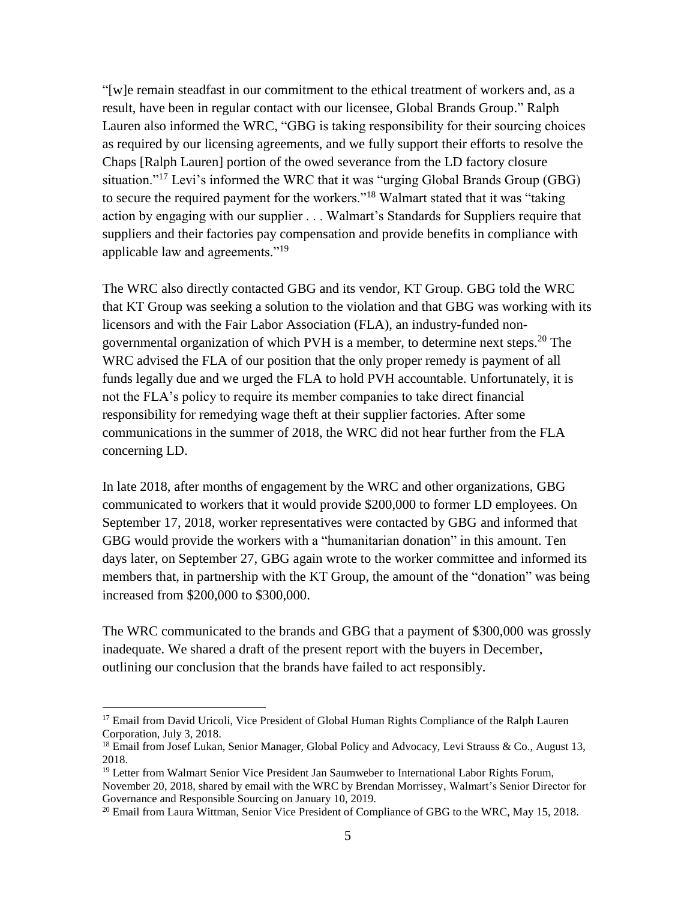"[w]e remain steadfast in our commitment to the ethical treatment of workers and, as a result, have been in regular contact with our licensee, Global Brands Group." Ralph Lauren also informed the WRC, "GBG is taking responsibility for their sourcing choices as required by our licensing agreements, and we fully support their efforts to resolve the Chaps [Ralph Lauren] portion of the owed severance from the LD factory closure situation."[17] Levi's informed the WRC that it was "urging Global Brands Group (GBG) to secure the required payment for the workers."[18] Walmart stated that it was "taking action by engaging with our supplier . . . Walmart's Standards for Suppliers require that suppliers and their factories pay compensation and provide benefits in compliance with applicable law and agreements."[19]

The WRC also directly contacted GBG and its vendor, KT Group. GBG told the WRC that KT Group was seeking a solution to the violation and that GBG was working with its licensors and with the Fair Labor Association (FLA), an industry-funded non-governmental organization of which PVH is a member, to determine next steps.[20] The WRC advised the FLA of our position that the only proper remedy is payment of all funds legally due and we urged the FLA to hold PVH accountable. Unfortunately, it is not the FLA's policy to require its member companies to take direct financial responsibility for remedying wage theft at their supplier factories. After some communications in the summer of 2018, the WRC did not hear further from the FLA concerning LD.

In late 2018, after months of engagement by the WRC and other organizations, GBG communicated to workers that it would provide $200,000 to former LD employees. On September 17, 2018, worker representatives were contacted by GBG and informed that GBG would provide the workers with a "humanitarian donation" in this amount. Ten days later, on September 27, GBG again wrote to the worker committee and informed its members that, in partnership with the KT Group, the amount of the "donation" was being increased from $200,000 to $300,000.

The WRC communicated to the brands and GBG that a payment of $300,000 was grossly inadequate. We shared a draft of the present report with the buyers in December, outlining our conclusion that the brands have failed to act responsibly.

---

[17] Email from David Uricoli, Vice President of Global Human Rights Compliance of the Ralph Lauren Corporation, July 3, 2018.

[18] Email from Josef Lukan, Senior Manager, Global Policy and Advocacy, Levi Strauss & Co., August 13, 2018.

[19] Letter from Walmart Senior Vice President Jan Saumweber to International Labor Rights Forum, November 20, 2018, shared by email with the WRC by Brendan Morrissey, Walmart's Senior Director for Governance and Responsible Sourcing on January 10, 2019.

[20] Email from Laura Wittman, Senior Vice President of Compliance of GBG to the WRC, May 15, 2018.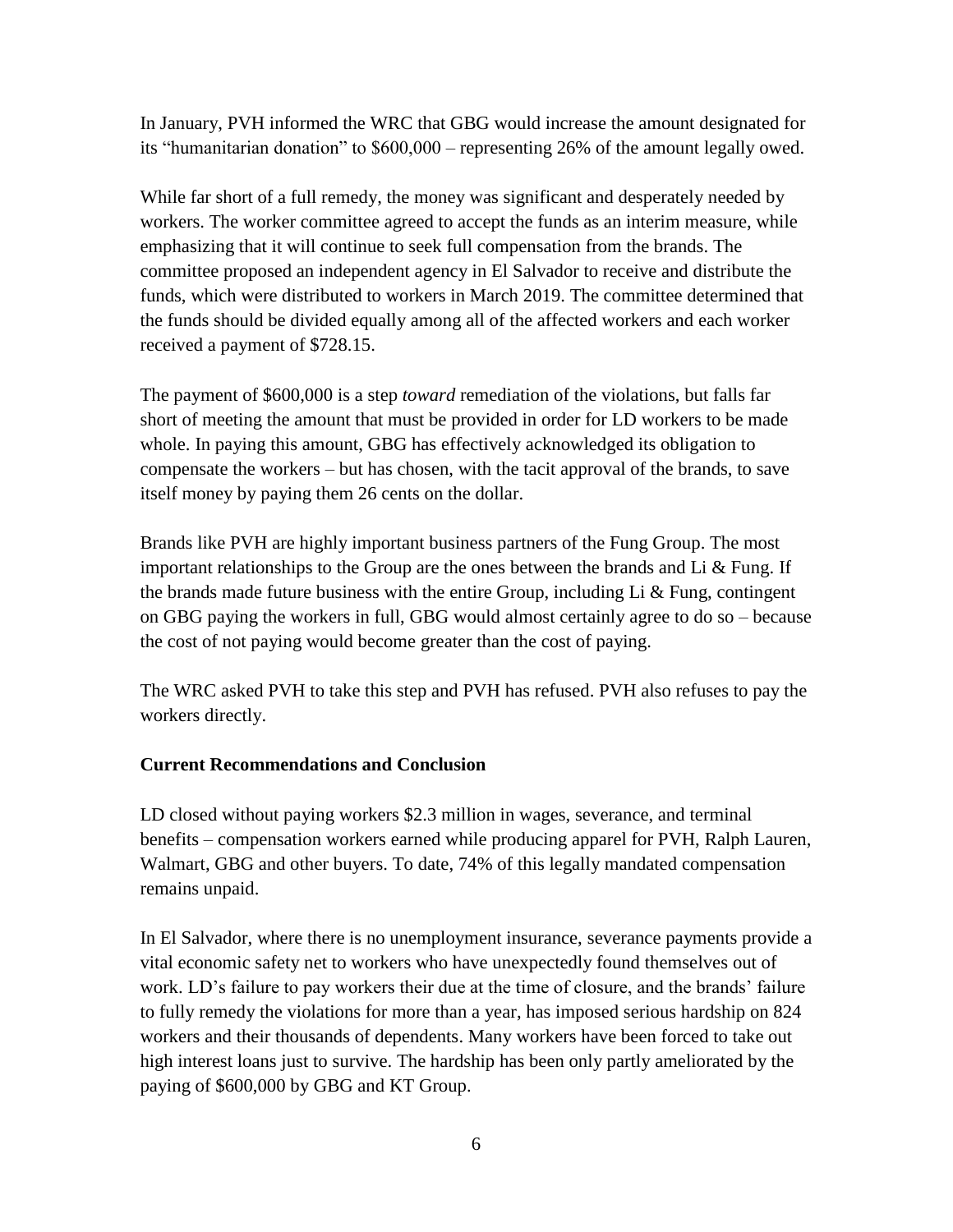In January, PVH informed the WRC that GBG would increase the amount designated for its "humanitarian donation" to $600,000 – representing 26% of the amount legally owed.

While far short of a full remedy, the money was significant and desperately needed by workers. The worker committee agreed to accept the funds as an interim measure, while emphasizing that it will continue to seek full compensation from the brands. The committee proposed an independent agency in El Salvador to receive and distribute the funds, which were distributed to workers in March 2019. The committee determined that the funds should be divided equally among all of the affected workers and each worker received a payment of $728.15.

The payment of $600,000 is a step *toward* remediation of the violations, but falls far short of meeting the amount that must be provided in order for LD workers to be made whole. In paying this amount, GBG has effectively acknowledged its obligation to compensate the workers – but has chosen, with the tacit approval of the brands, to save itself money by paying them 26 cents on the dollar.

Brands like PVH are highly important business partners of the Fung Group. The most important relationships to the Group are the ones between the brands and Li & Fung. If the brands made future business with the entire Group, including Li & Fung, contingent on GBG paying the workers in full, GBG would almost certainly agree to do so – because the cost of not paying would become greater than the cost of paying.

The WRC asked PVH to take this step and PVH has refused. PVH also refuses to pay the workers directly.

**Current Recommendations and Conclusion**

LD closed without paying workers $2.3 million in wages, severance, and terminal benefits – compensation workers earned while producing apparel for PVH, Ralph Lauren, Walmart, GBG and other buyers. To date, 74% of this legally mandated compensation remains unpaid.

In El Salvador, where there is no unemployment insurance, severance payments provide a vital economic safety net to workers who have unexpectedly found themselves out of work. LD's failure to pay workers their due at the time of closure, and the brands' failure to fully remedy the violations for more than a year, has imposed serious hardship on 824 workers and their thousands of dependents. Many workers have been forced to take out high interest loans just to survive. The hardship has been only partly ameliorated by the paying of $600,000 by GBG and KT Group.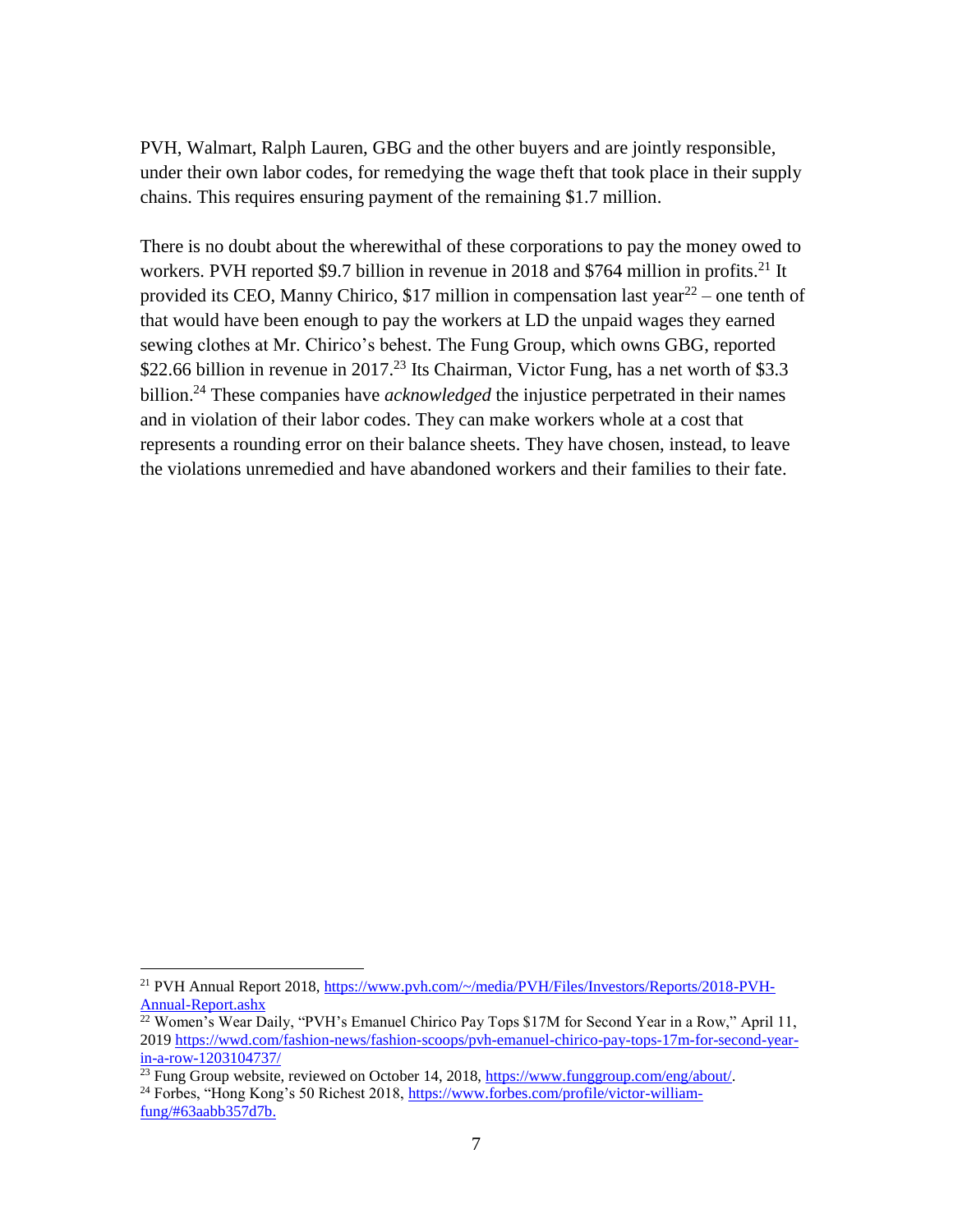PVH, Walmart, Ralph Lauren, GBG and the other buyers and are jointly responsible, under their own labor codes, for remedying the wage theft that took place in their supply chains. This requires ensuring payment of the remaining $1.7 million.

There is no doubt about the wherewithal of these corporations to pay the money owed to workers. PVH reported $9.7 billion in revenue in 2018 and $764 million in profits.[21] It provided its CEO, Manny Chirico, $17 million in compensation last year[22] – one tenth of that would have been enough to pay the workers at LD the unpaid wages they earned sewing clothes at Mr. Chirico's behest. The Fung Group, which owns GBG, reported $22.66 billion in revenue in 2017.[23] Its Chairman, Victor Fung, has a net worth of $3.3 billion.[24] These companies have *acknowledged* the injustice perpetrated in their names and in violation of their labor codes. They can make workers whole at a cost that represents a rounding error on their balance sheets. They have chosen, instead, to leave the violations unremedied and have abandoned workers and their families to their fate.

---

[21] PVH Annual Report 2018, https://www.pvh.com/~/media/PVH/Files/Investors/Reports/2018-PVH-Annual-Report.ashx

[22] Women's Wear Daily, "PVH's Emanuel Chirico Pay Tops $17M for Second Year in a Row," April 11, 2019 https://wwd.com/fashion-news/fashion-scoops/pvh-emanuel-chirico-pay-tops-17m-for-second-year-in-a-row-1203104737/

[23] Fung Group website, reviewed on October 14, 2018, https://www.funggroup.com/eng/about/.

[24] Forbes, "Hong Kong's 50 Richest 2018, https://www.forbes.com/profile/victor-william-fung/#63aabb357d7b.